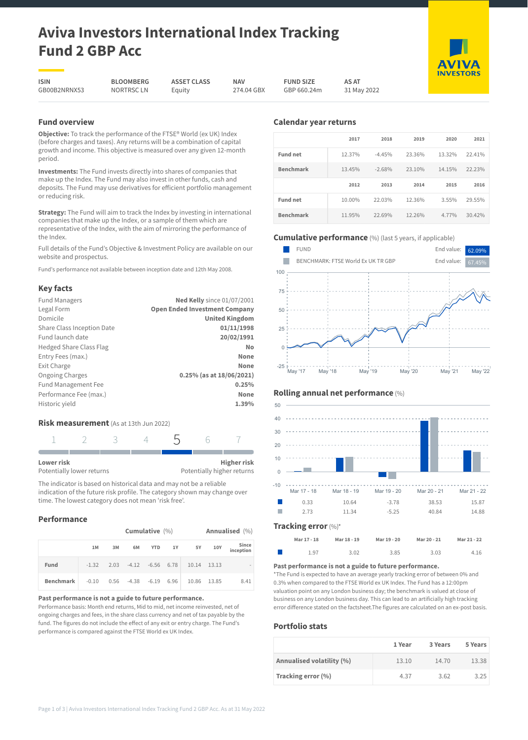# Aviva Investors International Index Tracking Fund 2 GBP Acc

| ISIN | BLOOMBERG | ASSET CLASS | NAV | FUND SIZE | AS AT |
|---|---|---|---|---|---|
| GB00B2NRNX53 | NORTRSC LN | Equity | 274.04 GBX | GBP 660.24m | 31 May 2022 |

## Fund overview

**Objective:** To track the performance of the FTSE® World (ex UK) Index (before charges and taxes). Any returns will be a combination of capital growth and income. This objective is measured over any given 12-month period.

**Investments:** The Fund invests directly into shares of companies that make up the Index. The Fund may also invest in other funds, cash and deposits. The Fund may use derivatives for efficient portfolio management or reducing risk.

**Strategy:** The Fund will aim to track the Index by investing in international companies that make up the Index, or a sample of them which are representative of the Index, with the aim of mirroring the performance of the Index.

Full details of the Fund's Objective & Investment Policy are available on our website and prospectus.

Fund's performance not available between inception date and 12th May 2008.

## Key facts

| | |
|---|---|
| Fund Managers | **Ned Kelly** since 01/07/2001 |
| Legal Form | **Open Ended Investment Company** |
| Domicile | **United Kingdom** |
| Share Class Inception Date | **01/11/1998** |
| Fund launch date | **20/02/1991** |
| Hedged Share Class Flag | **No** |
| Entry Fees (max.) | **None** |
| Exit Charge | **None** |
| Ongoing Charges | **0.25% (as at 18/06/2021)** |
| Fund Management Fee | **0.25%** |
| Performance Fee (max.) | **None** |
| Historic yield | **1.39%** |

## Risk measurement (As at 13th Jun 2022)

1 2 3 4 **5** 6 7

**Lower risk** Potentially lower returns — **Higher risk** Potentially higher returns

The indicator is based on historical data and may not be a reliable indication of the future risk profile. The category shown may change over time. The lowest category does not mean 'risk free'.

## Performance

| | Cumulative (%) | | | | | Annualised (%) | | |
|---|---|---|---|---|---|---|---|---|
| | 1M | 3M | 6M | YTD | 1Y | 5Y | 10Y | Since inception |
| **Fund** | -1.32 | 2.03 | -4.12 | -6.56 | 6.78 | 10.14 | 13.13 | - |
| **Benchmark** | -0.10 | 0.56 | -4.38 | -6.19 | 6.96 | 10.86 | 13.85 | 8.41 |

**Past performance is not a guide to future performance.**

Performance basis: Month end returns, Mid to mid, net income reinvested, net of ongoing charges and fees, in the share class currency and net of tax payable by the fund. The figures do not include the effect of any exit or entry charge. The Fund's performance is compared against the FTSE World ex UK Index.

## Calendar year returns

| | 2017 | 2018 | 2019 | 2020 | 2021 |
|---|---|---|---|---|---|
| **Fund net** | 12.37% | -4.45% | 23.36% | 13.32% | 22.41% |
| **Benchmark** | 13.45% | -2.68% | 23.10% | 14.15% | 22.23% |
| | **2012** | **2013** | **2014** | **2015** | **2016** |
| **Fund net** | 10.00% | 22.03% | 12.36% | 3.55% | 29.55% |
| **Benchmark** | 11.95% | 22.69% | 12.26% | 4.77% | 30.42% |

## Cumulative performance (%) (last 5 years, if applicable)

FUND — End value: 62.09%

BENCHMARK: FTSE World Ex UK TR GBP — End value: 67.45%

## Rolling annual net performance (%)

| | Mar 17 - 18 | Mar 18 - 19 | Mar 19 - 20 | Mar 20 - 21 | Mar 21 - 22 |
|---|---|---|---|---|---|
| Fund | 0.33 | 10.64 | -3.78 | 38.53 | 15.87 |
| Benchmark | 2.73 | 11.34 | -5.25 | 40.84 | 14.88 |

## Tracking error (%)*

| | Mar 17 - 18 | Mar 18 - 19 | Mar 19 - 20 | Mar 20 - 21 | Mar 21 - 22 |
|---|---|---|---|---|---|
| Fund | 1.97 | 3.02 | 3.85 | 3.03 | 4.16 |

**Past performance is not a guide to future performance.**

*The Fund is expected to have an average yearly tracking error of between 0% and 0.3% when compared to the FTSE World ex UK Index. The Fund has a 12:00pm valuation point on any London business day; the benchmark is valued at close of business on any London business day. This can lead to an artificially high tracking error difference stated on the factsheet.The figures are calculated on an ex-post basis.

## Portfolio stats

| | 1 Year | 3 Years | 5 Years |
|---|---|---|---|
| **Annualised volatility (%)** | 13.10 | 14.70 | 13.38 |
| **Tracking error (%)** | 4.37 | 3.62 | 3.25 |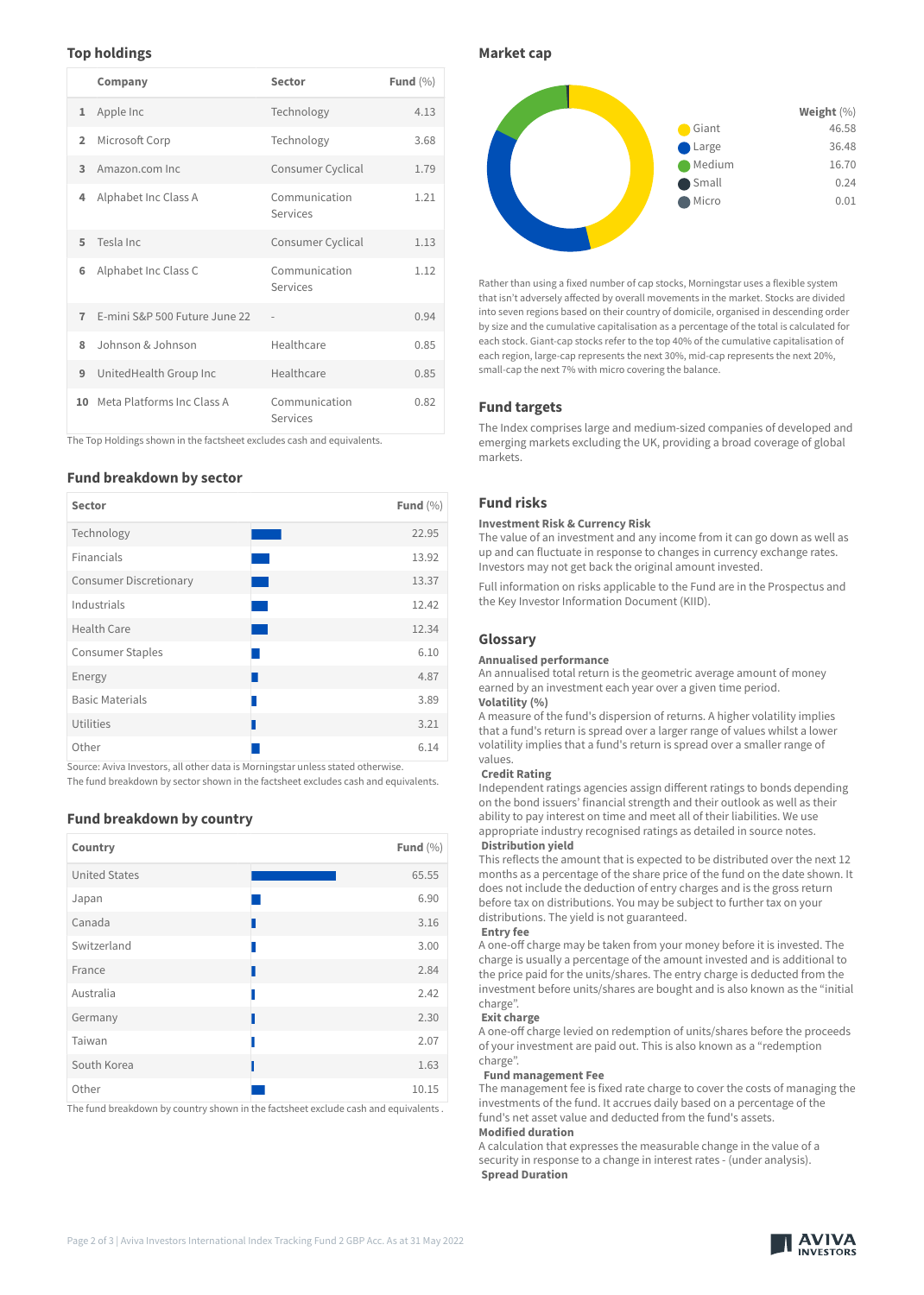## Top holdings

| | Company | Sector | Fund (%) |
|---|---|---|---|
| 1 | Apple Inc | Technology | 4.13 |
| 2 | Microsoft Corp | Technology | 3.68 |
| 3 | Amazon.com Inc | Consumer Cyclical | 1.79 |
| 4 | Alphabet Inc Class A | Communication Services | 1.21 |
| 5 | Tesla Inc | Consumer Cyclical | 1.13 |
| 6 | Alphabet Inc Class C | Communication Services | 1.12 |
| 7 | E-mini S&P 500 Future June 22 | - | 0.94 |
| 8 | Johnson & Johnson | Healthcare | 0.85 |
| 9 | UnitedHealth Group Inc | Healthcare | 0.85 |
| 10 | Meta Platforms Inc Class A | Communication Services | 0.82 |

The Top Holdings shown in the factsheet excludes cash and equivalents.

## Fund breakdown by sector

| Sector | Fund (%) |
|---|---|
| Technology | 22.95 |
| Financials | 13.92 |
| Consumer Discretionary | 13.37 |
| Industrials | 12.42 |
| Health Care | 12.34 |
| Consumer Staples | 6.10 |
| Energy | 4.87 |
| Basic Materials | 3.89 |
| Utilities | 3.21 |
| Other | 6.14 |

Source: Aviva Investors, all other data is Morningstar unless stated otherwise.
The fund breakdown by sector shown in the factsheet excludes cash and equivalents.

## Fund breakdown by country

| Country | Fund (%) |
|---|---|
| United States | 65.55 |
| Japan | 6.90 |
| Canada | 3.16 |
| Switzerland | 3.00 |
| France | 2.84 |
| Australia | 2.42 |
| Germany | 2.30 |
| Taiwan | 2.07 |
| South Korea | 1.63 |
| Other | 10.15 |

The fund breakdown by country shown in the factsheet exclude cash and equivalents .

## Market cap

| | Weight (%) |
|---|---|
| Giant | 46.58 |
| Large | 36.48 |
| Medium | 16.70 |
| Small | 0.24 |
| Micro | 0.01 |

Rather than using a fixed number of cap stocks, Morningstar uses a flexible system that isn't adversely affected by overall movements in the market. Stocks are divided into seven regions based on their country of domicile, organised in descending order by size and the cumulative capitalisation as a percentage of the total is calculated for each stock. Giant-cap stocks refer to the top 40% of the cumulative capitalisation of each region, large-cap represents the next 30%, mid-cap represents the next 20%, small-cap the next 7% with micro covering the balance.

## Fund targets

The Index comprises large and medium-sized companies of developed and emerging markets excluding the UK, providing a broad coverage of global markets.

## Fund risks

**Investment Risk & Currency Risk**
The value of an investment and any income from it can go down as well as up and can fluctuate in response to changes in currency exchange rates. Investors may not get back the original amount invested.

Full information on risks applicable to the Fund are in the Prospectus and the Key Investor Information Document (KIID).

## Glossary

**Annualised performance**
An annualised total return is the geometric average amount of money earned by an investment each year over a given time period.

**Volatility (%)**
A measure of the fund's dispersion of returns. A higher volatility implies that a fund's return is spread over a larger range of values whilst a lower volatility implies that a fund's return is spread over a smaller range of values.

**Credit Rating**
Independent ratings agencies assign different ratings to bonds depending on the bond issuers' financial strength and their outlook as well as their ability to pay interest on time and meet all of their liabilities. We use appropriate industry recognised ratings as detailed in source notes.

**Distribution yield**
This reflects the amount that is expected to be distributed over the next 12 months as a percentage of the share price of the fund on the date shown. It does not include the deduction of entry charges and is the gross return before tax on distributions. You may be subject to further tax on your distributions. The yield is not guaranteed.

**Entry fee**
A one-off charge may be taken from your money before it is invested. The charge is usually a percentage of the amount invested and is additional to the price paid for the units/shares. The entry charge is deducted from the investment before units/shares are bought and is also known as the "initial charge".

**Exit charge**
A one-off charge levied on redemption of units/shares before the proceeds of your investment are paid out. This is also known as a "redemption charge".

**Fund management Fee**
The management fee is fixed rate charge to cover the costs of managing the investments of the fund. It accrues daily based on a percentage of the fund's net asset value and deducted from the fund's assets.

**Modified duration**
A calculation that expresses the measurable change in the value of a security in response to a change in interest rates - (under analysis).

**Spread Duration**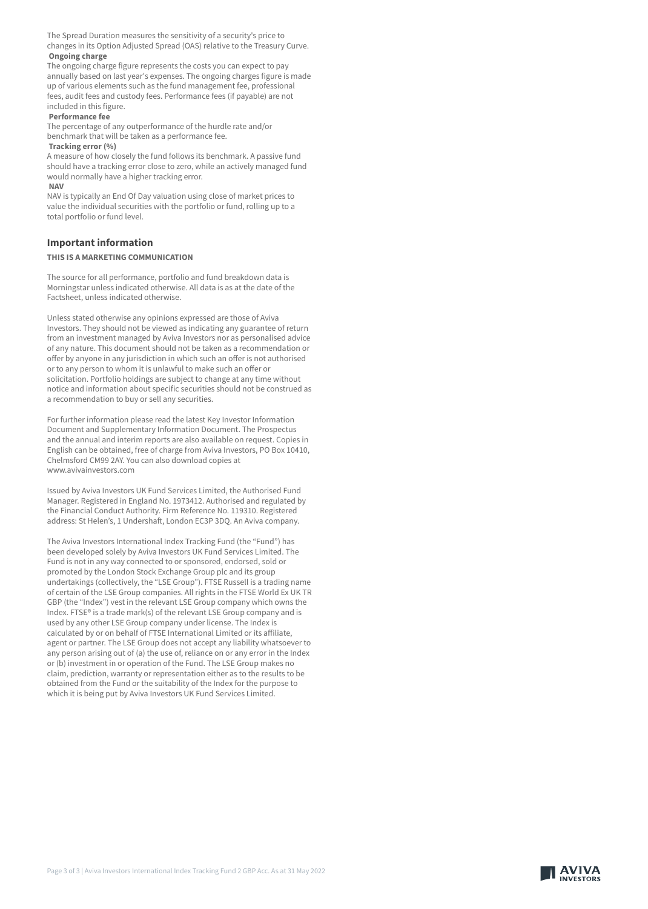The Spread Duration measures the sensitivity of a security's price to changes in its Option Adjusted Spread (OAS) relative to the Treasury Curve.

**Ongoing charge**

The ongoing charge figure represents the costs you can expect to pay annually based on last year's expenses. The ongoing charges figure is made up of various elements such as the fund management fee, professional fees, audit fees and custody fees. Performance fees (if payable) are not included in this figure.

**Performance fee**

The percentage of any outperformance of the hurdle rate and/or benchmark that will be taken as a performance fee.

**Tracking error (%)**

A measure of how closely the fund follows its benchmark. A passive fund should have a tracking error close to zero, while an actively managed fund would normally have a higher tracking error.

**NAV**

NAV is typically an End Of Day valuation using close of market prices to value the individual securities with the portfolio or fund, rolling up to a total portfolio or fund level.

## Important information

**THIS IS A MARKETING COMMUNICATION**

The source for all performance, portfolio and fund breakdown data is Morningstar unless indicated otherwise. All data is as at the date of the Factsheet, unless indicated otherwise.

Unless stated otherwise any opinions expressed are those of Aviva Investors. They should not be viewed as indicating any guarantee of return from an investment managed by Aviva Investors nor as personalised advice of any nature. This document should not be taken as a recommendation or offer by anyone in any jurisdiction in which such an offer is not authorised or to any person to whom it is unlawful to make such an offer or solicitation. Portfolio holdings are subject to change at any time without notice and information about specific securities should not be construed as a recommendation to buy or sell any securities.

For further information please read the latest Key Investor Information Document and Supplementary Information Document. The Prospectus and the annual and interim reports are also available on request. Copies in English can be obtained, free of charge from Aviva Investors, PO Box 10410, Chelmsford CM99 2AY. You can also download copies at www.avivainvestors.com

Issued by Aviva Investors UK Fund Services Limited, the Authorised Fund Manager. Registered in England No. 1973412. Authorised and regulated by the Financial Conduct Authority. Firm Reference No. 119310. Registered address: St Helen's, 1 Undershaft, London EC3P 3DQ. An Aviva company.

The Aviva Investors International Index Tracking Fund (the "Fund") has been developed solely by Aviva Investors UK Fund Services Limited. The Fund is not in any way connected to or sponsored, endorsed, sold or promoted by the London Stock Exchange Group plc and its group undertakings (collectively, the "LSE Group"). FTSE Russell is a trading name of certain of the LSE Group companies. All rights in the FTSE World Ex UK TR GBP (the "Index") vest in the relevant LSE Group company which owns the Index. FTSE® is a trade mark(s) of the relevant LSE Group company and is used by any other LSE Group company under license. The Index is calculated by or on behalf of FTSE International Limited or its affiliate, agent or partner. The LSE Group does not accept any liability whatsoever to any person arising out of (a) the use of, reliance on or any error in the Index or (b) investment in or operation of the Fund. The LSE Group makes no claim, prediction, warranty or representation either as to the results to be obtained from the Fund or the suitability of the Index for the purpose to which it is being put by Aviva Investors UK Fund Services Limited.